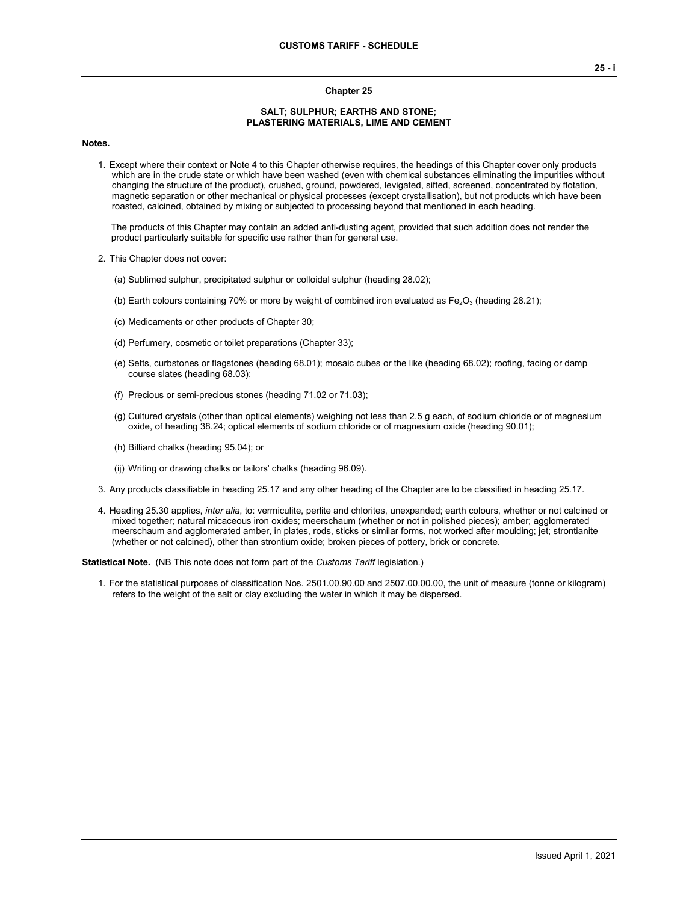# Chapter 25

## SALT; SULPHUR; EARTHS AND STONE; PLASTERING MATERIALS, LIME AND CEMENT

**Notes.**

1. Except where their context or Note 4 to this Chapter otherwise requires, the headings of this Chapter cover only products which are in the crude state or which have been washed (even with chemical substances eliminating the impurities without changing the structure of the product), crushed, ground, powdered, levigated, sifted, screened, concentrated by flotation, magnetic separation or other mechanical or physical processes (except crystallisation), but not products which have been roasted, calcined, obtained by mixing or subjected to processing beyond that mentioned in each heading.

   The products of this Chapter may contain an added anti-dusting agent, provided that such addition does not render the product particularly suitable for specific use rather than for general use.

2. This Chapter does not cover:

   (a) Sublimed sulphur, precipitated sulphur or colloidal sulphur (heading 28.02);

   (b) Earth colours containing 70% or more by weight of combined iron evaluated as $Fe_2O_3$ (heading 28.21);

   (c) Medicaments or other products of Chapter 30;

   (d) Perfumery, cosmetic or toilet preparations (Chapter 33);

   (e) Setts, curbstones or flagstones (heading 68.01); mosaic cubes or the like (heading 68.02); roofing, facing or damp course slates (heading 68.03);

   (f) Precious or semi-precious stones (heading 71.02 or 71.03);

   (g) Cultured crystals (other than optical elements) weighing not less than 2.5 g each, of sodium chloride or of magnesium oxide, of heading 38.24; optical elements of sodium chloride or of magnesium oxide (heading 90.01);

   (h) Billiard chalks (heading 95.04); or

   (ij) Writing or drawing chalks or tailors' chalks (heading 96.09).

3. Any products classifiable in heading 25.17 and any other heading of the Chapter are to be classified in heading 25.17.

4. Heading 25.30 applies, *inter alia*, to: vermiculite, perlite and chlorites, unexpanded; earth colours, whether or not calcined or mixed together; natural micaceous iron oxides; meerschaum (whether or not in polished pieces); amber; agglomerated meerschaum and agglomerated amber, in plates, rods, sticks or similar forms, not worked after moulding; jet; strontianite (whether or not calcined), other than strontium oxide; broken pieces of pottery, brick or concrete.

**Statistical Note.** (NB This note does not form part of the *Customs Tariff* legislation.)

1. For the statistical purposes of classification Nos. 2501.00.90.00 and 2507.00.00.00, the unit of measure (tonne or kilogram) refers to the weight of the salt or clay excluding the water in which it may be dispersed.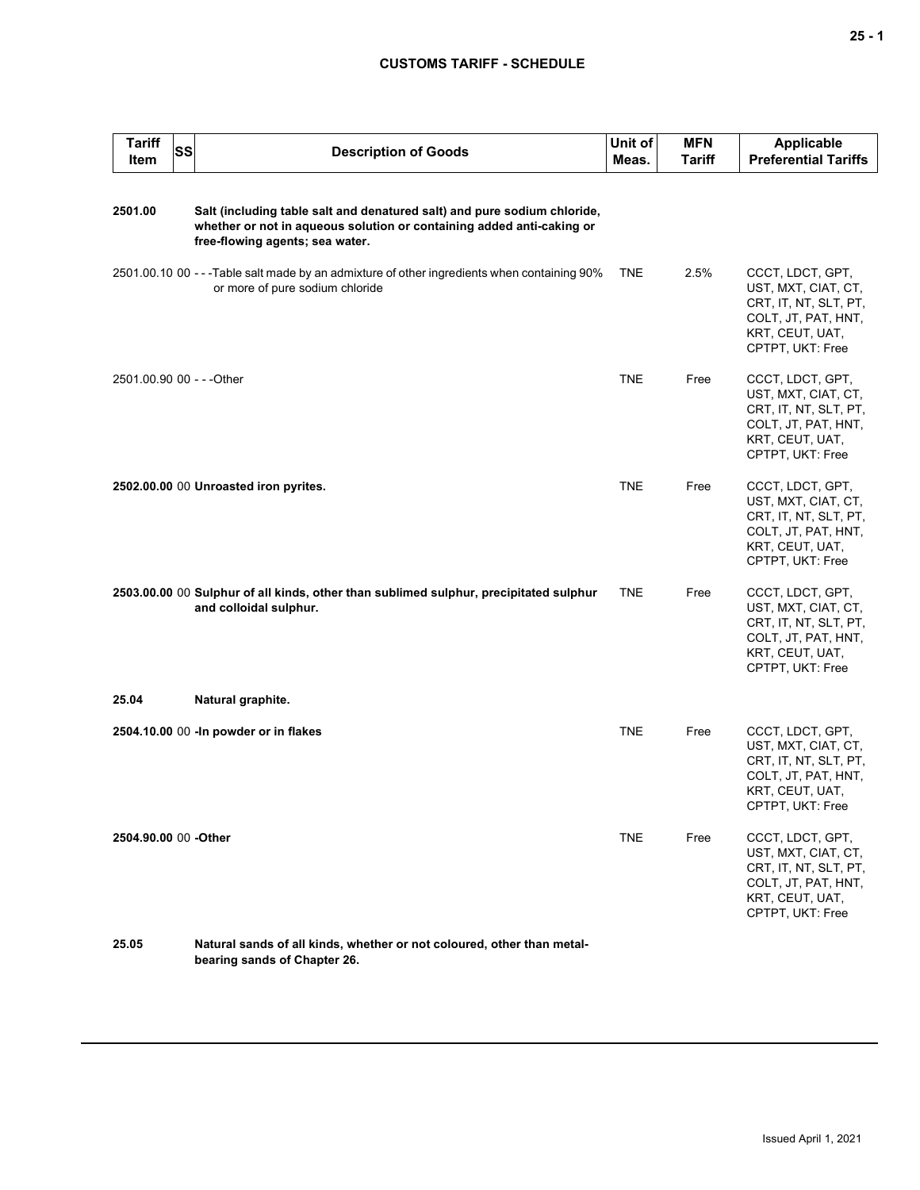| Tariff Item | SS | Description of Goods | Unit of Meas. | MFN Tariff | Applicable Preferential Tariffs |
|---|---|---|---|---|---|
| **2501.00** | | **Salt (including table salt and denatured salt) and pure sodium chloride, whether or not in aqueous solution or containing added anti-caking or free-flowing agents; sea water.** | | | |
| 2501.00.10 | 00 | - - -Table salt made by an admixture of other ingredients when containing 90% or more of pure sodium chloride | TNE | 2.5% | CCCT, LDCT, GPT, UST, MXT, CIAT, CT, CRT, IT, NT, SLT, PT, COLT, JT, PAT, HNT, KRT, CEUT, UAT, CPTPT, UKT: Free |
| 2501.00.90 | 00 | - - -Other | TNE | Free | CCCT, LDCT, GPT, UST, MXT, CIAT, CT, CRT, IT, NT, SLT, PT, COLT, JT, PAT, HNT, KRT, CEUT, UAT, CPTPT, UKT: Free |
| **2502.00.00** | 00 | **Unroasted iron pyrites.** | TNE | Free | CCCT, LDCT, GPT, UST, MXT, CIAT, CT, CRT, IT, NT, SLT, PT, COLT, JT, PAT, HNT, KRT, CEUT, UAT, CPTPT, UKT: Free |
| **2503.00.00** | 00 | **Sulphur of all kinds, other than sublimed sulphur, precipitated sulphur and colloidal sulphur.** | TNE | Free | CCCT, LDCT, GPT, UST, MXT, CIAT, CT, CRT, IT, NT, SLT, PT, COLT, JT, PAT, HNT, KRT, CEUT, UAT, CPTPT, UKT: Free |
| **25.04** | | **Natural graphite.** | | | |
| **2504.10.00** | 00 | **-In powder or in flakes** | TNE | Free | CCCT, LDCT, GPT, UST, MXT, CIAT, CT, CRT, IT, NT, SLT, PT, COLT, JT, PAT, HNT, KRT, CEUT, UAT, CPTPT, UKT: Free |
| **2504.90.00** | 00 | **-Other** | TNE | Free | CCCT, LDCT, GPT, UST, MXT, CIAT, CT, CRT, IT, NT, SLT, PT, COLT, JT, PAT, HNT, KRT, CEUT, UAT, CPTPT, UKT: Free |
| **25.05** | | **Natural sands of all kinds, whether or not coloured, other than metal-bearing sands of Chapter 26.** | | | |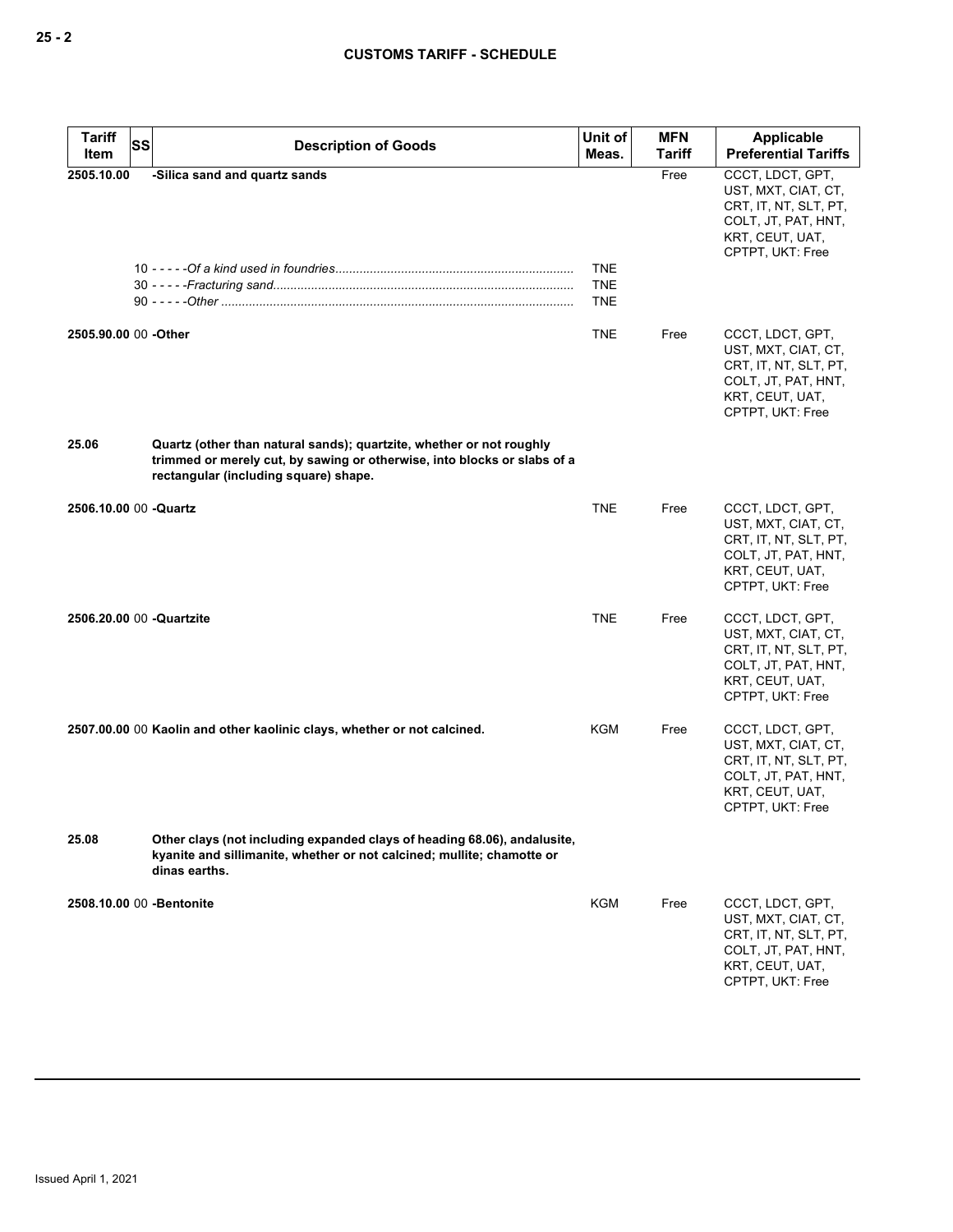| Tariff Item | SS | Description of Goods | Unit of Meas. | MFN Tariff | Applicable Preferential Tariffs |
|---|---|---|---|---|---|
| 2505.10.00 | | -Silica sand and quartz sands | | Free | CCCT, LDCT, GPT, UST, MXT, CIAT, CT, CRT, IT, NT, SLT, PT, COLT, JT, PAT, HNT, KRT, CEUT, UAT, CPTPT, UKT: Free |
| | 10 | - - - - -*Of a kind used in foundries* | TNE | | |
| | 30 | - - - - -*Fracturing sand* | TNE | | |
| | 90 | - - - - -*Other* | TNE | | |
| 2505.90.00 | 00 | -Other | TNE | Free | CCCT, LDCT, GPT, UST, MXT, CIAT, CT, CRT, IT, NT, SLT, PT, COLT, JT, PAT, HNT, KRT, CEUT, UAT, CPTPT, UKT: Free |
| 25.06 | | **Quartz (other than natural sands); quartzite, whether or not roughly trimmed or merely cut, by sawing or otherwise, into blocks or slabs of a rectangular (including square) shape.** | | | |
| 2506.10.00 | 00 | -Quartz | TNE | Free | CCCT, LDCT, GPT, UST, MXT, CIAT, CT, CRT, IT, NT, SLT, PT, COLT, JT, PAT, HNT, KRT, CEUT, UAT, CPTPT, UKT: Free |
| 2506.20.00 | 00 | -Quartzite | TNE | Free | CCCT, LDCT, GPT, UST, MXT, CIAT, CT, CRT, IT, NT, SLT, PT, COLT, JT, PAT, HNT, KRT, CEUT, UAT, CPTPT, UKT: Free |
| 2507.00.00 | 00 | **Kaolin and other kaolinic clays, whether or not calcined.** | KGM | Free | CCCT, LDCT, GPT, UST, MXT, CIAT, CT, CRT, IT, NT, SLT, PT, COLT, JT, PAT, HNT, KRT, CEUT, UAT, CPTPT, UKT: Free |
| 25.08 | | **Other clays (not including expanded clays of heading 68.06), andalusite, kyanite and sillimanite, whether or not calcined; mullite; chamotte or dinas earths.** | | | |
| 2508.10.00 | 00 | -Bentonite | KGM | Free | CCCT, LDCT, GPT, UST, MXT, CIAT, CT, CRT, IT, NT, SLT, PT, COLT, JT, PAT, HNT, KRT, CEUT, UAT, CPTPT, UKT: Free |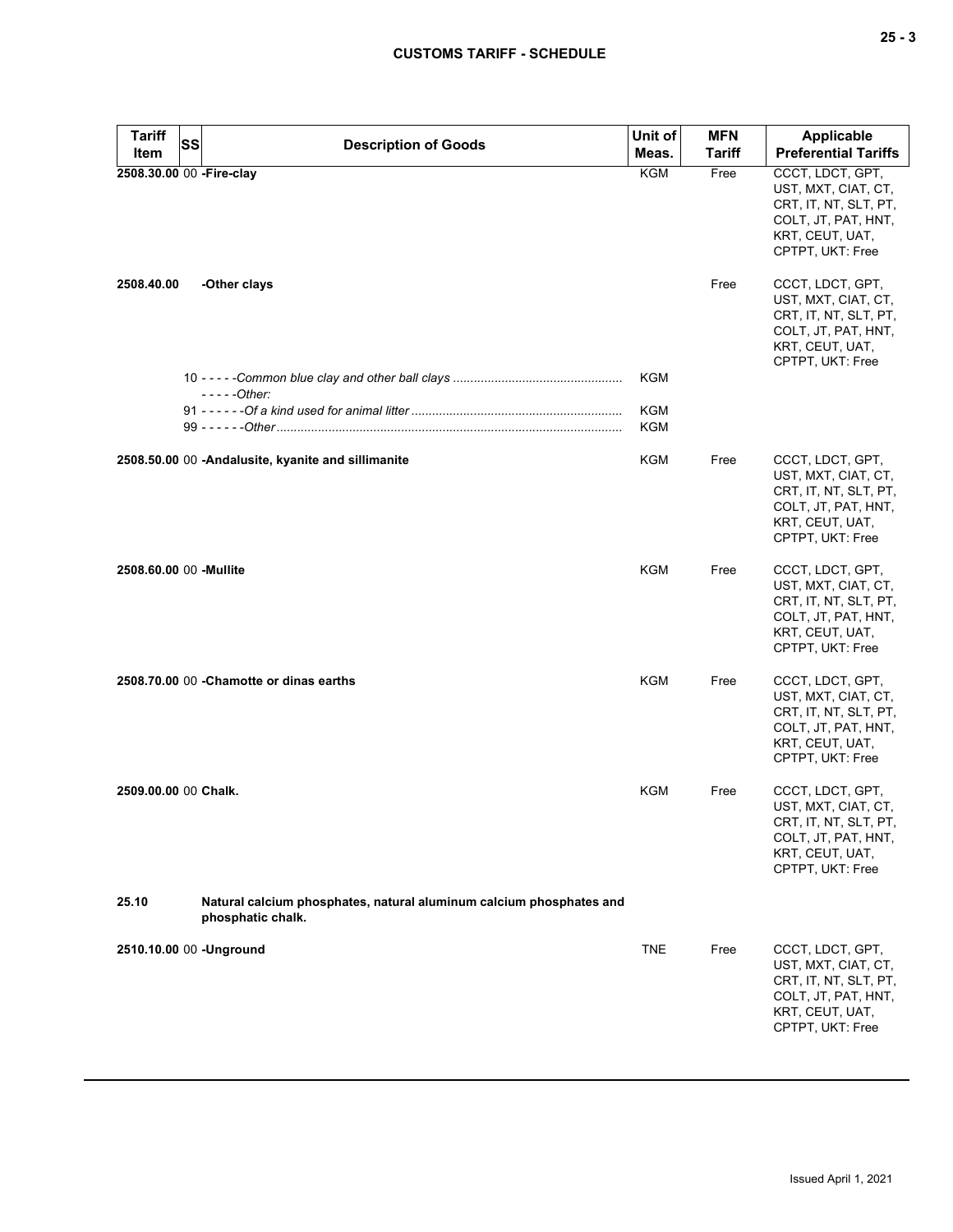| Tariff Item | SS | Description of Goods | Unit of Meas. | MFN Tariff | Applicable Preferential Tariffs |
|---|---|---|---|---|---|
| 2508.30.00 | 00 | **-Fire-clay** | KGM | Free | CCCT, LDCT, GPT, UST, MXT, CIAT, CT, CRT, IT, NT, SLT, PT, COLT, JT, PAT, HNT, KRT, CEUT, UAT, CPTPT, UKT: Free |
| 2508.40.00 | | **-Other clays** | | Free | CCCT, LDCT, GPT, UST, MXT, CIAT, CT, CRT, IT, NT, SLT, PT, COLT, JT, PAT, HNT, KRT, CEUT, UAT, CPTPT, UKT: Free |
| | 10 | - - - - -*Common blue clay and other ball clays* | KGM | | |
| | | - - - - -*Other:* | | | |
| | 91 | - - - - - -*Of a kind used for animal litter* | KGM | | |
| | 99 | - - - - - -*Other* | KGM | | |
| 2508.50.00 | 00 | **-Andalusite, kyanite and sillimanite** | KGM | Free | CCCT, LDCT, GPT, UST, MXT, CIAT, CT, CRT, IT, NT, SLT, PT, COLT, JT, PAT, HNT, KRT, CEUT, UAT, CPTPT, UKT: Free |
| 2508.60.00 | 00 | **-Mullite** | KGM | Free | CCCT, LDCT, GPT, UST, MXT, CIAT, CT, CRT, IT, NT, SLT, PT, COLT, JT, PAT, HNT, KRT, CEUT, UAT, CPTPT, UKT: Free |
| 2508.70.00 | 00 | **-Chamotte or dinas earths** | KGM | Free | CCCT, LDCT, GPT, UST, MXT, CIAT, CT, CRT, IT, NT, SLT, PT, COLT, JT, PAT, HNT, KRT, CEUT, UAT, CPTPT, UKT: Free |
| 2509.00.00 | 00 | **Chalk.** | KGM | Free | CCCT, LDCT, GPT, UST, MXT, CIAT, CT, CRT, IT, NT, SLT, PT, COLT, JT, PAT, HNT, KRT, CEUT, UAT, CPTPT, UKT: Free |
| 25.10 | | **Natural calcium phosphates, natural aluminum calcium phosphates and phosphatic chalk.** | | | |
| 2510.10.00 | 00 | **-Unground** | TNE | Free | CCCT, LDCT, GPT, UST, MXT, CIAT, CT, CRT, IT, NT, SLT, PT, COLT, JT, PAT, HNT, KRT, CEUT, UAT, CPTPT, UKT: Free |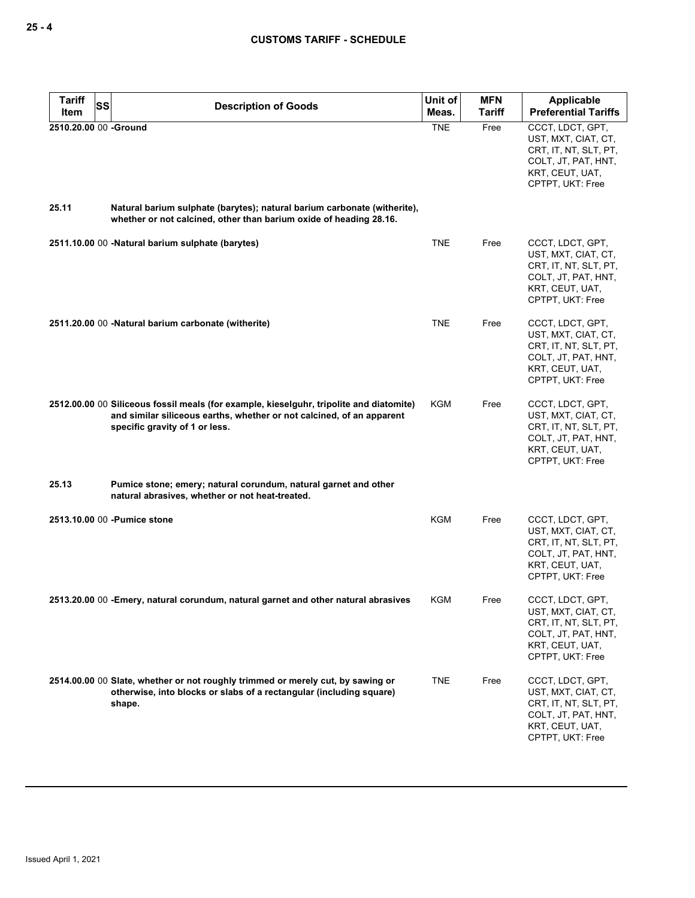| Tariff Item | SS | Description of Goods | Unit of Meas. | MFN Tariff | Applicable Preferential Tariffs |
|---|---|---|---|---|---|
| 2510.20.00 | 00 | **-Ground** | TNE | Free | CCCT, LDCT, GPT, UST, MXT, CIAT, CT, CRT, IT, NT, SLT, PT, COLT, JT, PAT, HNT, KRT, CEUT, UAT, CPTPT, UKT: Free |
| 25.11 | | **Natural barium sulphate (barytes); natural barium carbonate (witherite), whether or not calcined, other than barium oxide of heading 28.16.** | | | |
| 2511.10.00 | 00 | **-Natural barium sulphate (barytes)** | TNE | Free | CCCT, LDCT, GPT, UST, MXT, CIAT, CT, CRT, IT, NT, SLT, PT, COLT, JT, PAT, HNT, KRT, CEUT, UAT, CPTPT, UKT: Free |
| 2511.20.00 | 00 | **-Natural barium carbonate (witherite)** | TNE | Free | CCCT, LDCT, GPT, UST, MXT, CIAT, CT, CRT, IT, NT, SLT, PT, COLT, JT, PAT, HNT, KRT, CEUT, UAT, CPTPT, UKT: Free |
| 2512.00.00 | 00 | **Siliceous fossil meals (for example, kieselguhr, tripolite and diatomite) and similar siliceous earths, whether or not calcined, of an apparent specific gravity of 1 or less.** | KGM | Free | CCCT, LDCT, GPT, UST, MXT, CIAT, CT, CRT, IT, NT, SLT, PT, COLT, JT, PAT, HNT, KRT, CEUT, UAT, CPTPT, UKT: Free |
| 25.13 | | **Pumice stone; emery; natural corundum, natural garnet and other natural abrasives, whether or not heat-treated.** | | | |
| 2513.10.00 | 00 | **-Pumice stone** | KGM | Free | CCCT, LDCT, GPT, UST, MXT, CIAT, CT, CRT, IT, NT, SLT, PT, COLT, JT, PAT, HNT, KRT, CEUT, UAT, CPTPT, UKT: Free |
| 2513.20.00 | 00 | **-Emery, natural corundum, natural garnet and other natural abrasives** | KGM | Free | CCCT, LDCT, GPT, UST, MXT, CIAT, CT, CRT, IT, NT, SLT, PT, COLT, JT, PAT, HNT, KRT, CEUT, UAT, CPTPT, UKT: Free |
| 2514.00.00 | 00 | **Slate, whether or not roughly trimmed or merely cut, by sawing or otherwise, into blocks or slabs of a rectangular (including square) shape.** | TNE | Free | CCCT, LDCT, GPT, UST, MXT, CIAT, CT, CRT, IT, NT, SLT, PT, COLT, JT, PAT, HNT, KRT, CEUT, UAT, CPTPT, UKT: Free |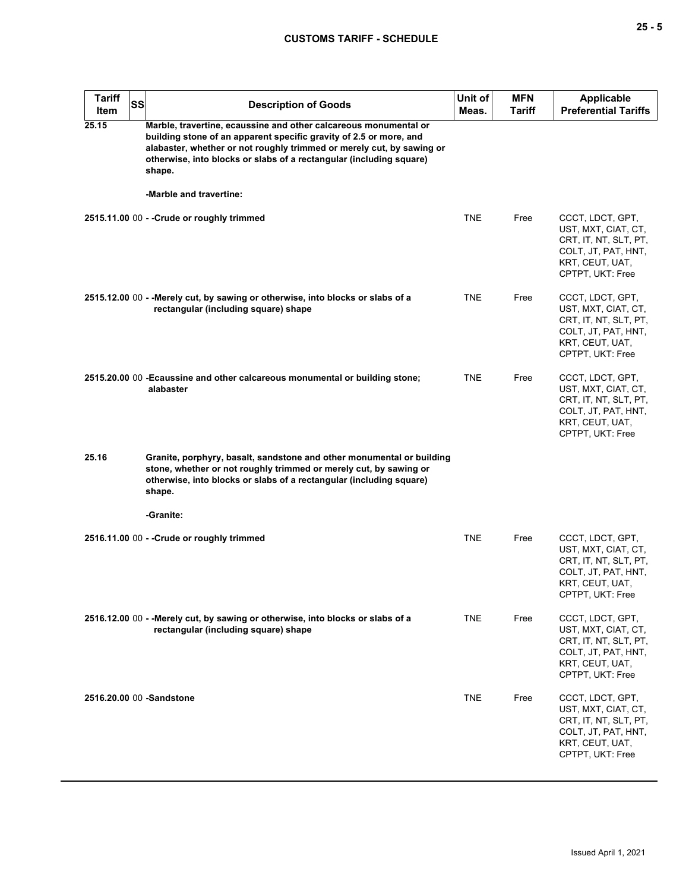| Tariff Item | SS | Description of Goods | Unit of Meas. | MFN Tariff | Applicable Preferential Tariffs |
|---|---|---|---|---|---|
| 25.15 | | **Marble, travertine, ecaussine and other calcareous monumental or building stone of an apparent specific gravity of 2.5 or more, and alabaster, whether or not roughly trimmed or merely cut, by sawing or otherwise, into blocks or slabs of a rectangular (including square) shape.** | | | |
| | | **-Marble and travertine:** | | | |
| 2515.11.00 | 00 | **- -Crude or roughly trimmed** | TNE | Free | CCCT, LDCT, GPT, UST, MXT, CIAT, CT, CRT, IT, NT, SLT, PT, COLT, JT, PAT, HNT, KRT, CEUT, UAT, CPTPT, UKT: Free |
| 2515.12.00 | 00 | **- -Merely cut, by sawing or otherwise, into blocks or slabs of a rectangular (including square) shape** | TNE | Free | CCCT, LDCT, GPT, UST, MXT, CIAT, CT, CRT, IT, NT, SLT, PT, COLT, JT, PAT, HNT, KRT, CEUT, UAT, CPTPT, UKT: Free |
| 2515.20.00 | 00 | **-Ecaussine and other calcareous monumental or building stone; alabaster** | TNE | Free | CCCT, LDCT, GPT, UST, MXT, CIAT, CT, CRT, IT, NT, SLT, PT, COLT, JT, PAT, HNT, KRT, CEUT, UAT, CPTPT, UKT: Free |
| 25.16 | | **Granite, porphyry, basalt, sandstone and other monumental or building stone, whether or not roughly trimmed or merely cut, by sawing or otherwise, into blocks or slabs of a rectangular (including square) shape.** | | | |
| | | **-Granite:** | | | |
| 2516.11.00 | 00 | **- -Crude or roughly trimmed** | TNE | Free | CCCT, LDCT, GPT, UST, MXT, CIAT, CT, CRT, IT, NT, SLT, PT, COLT, JT, PAT, HNT, KRT, CEUT, UAT, CPTPT, UKT: Free |
| 2516.12.00 | 00 | **- -Merely cut, by sawing or otherwise, into blocks or slabs of a rectangular (including square) shape** | TNE | Free | CCCT, LDCT, GPT, UST, MXT, CIAT, CT, CRT, IT, NT, SLT, PT, COLT, JT, PAT, HNT, KRT, CEUT, UAT, CPTPT, UKT: Free |
| 2516.20.00 | 00 | **-Sandstone** | TNE | Free | CCCT, LDCT, GPT, UST, MXT, CIAT, CT, CRT, IT, NT, SLT, PT, COLT, JT, PAT, HNT, KRT, CEUT, UAT, CPTPT, UKT: Free |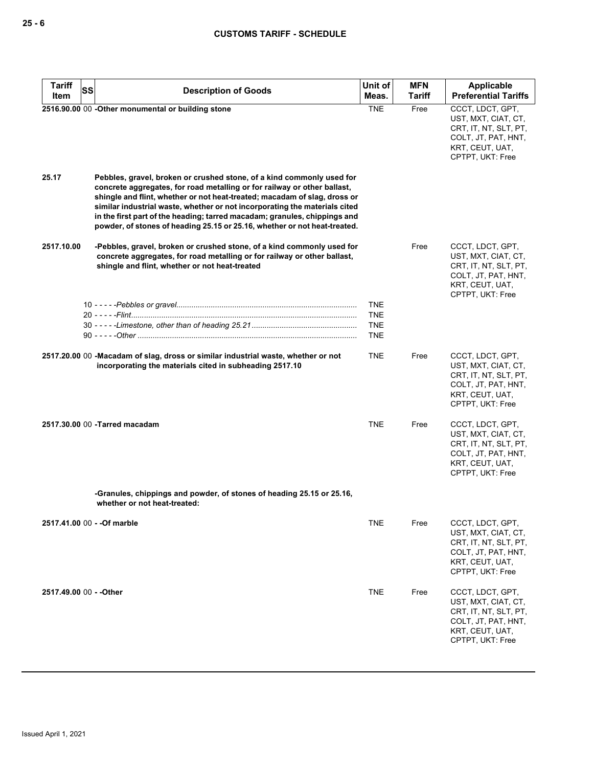| Tariff Item | SS | Description of Goods | Unit of Meas. | MFN Tariff | Applicable Preferential Tariffs |
|---|---|---|---|---|---|
| **2516.90.00** | 00 | **-Other monumental or building stone** | TNE | Free | CCCT, LDCT, GPT, UST, MXT, CIAT, CT, CRT, IT, NT, SLT, PT, COLT, JT, PAT, HNT, KRT, CEUT, UAT, CPTPT, UKT: Free |
| **25.17** | | **Pebbles, gravel, broken or crushed stone, of a kind commonly used for concrete aggregates, for road metalling or for railway or other ballast, shingle and flint, whether or not heat-treated; macadam of slag, dross or similar industrial waste, whether or not incorporating the materials cited in the first part of the heading; tarred macadam; granules, chippings and powder, of stones of heading 25.15 or 25.16, whether or not heat-treated.** | | | |
| **2517.10.00** | | **-Pebbles, gravel, broken or crushed stone, of a kind commonly used for concrete aggregates, for road metalling or for railway or other ballast, shingle and flint, whether or not heat-treated** | | Free | CCCT, LDCT, GPT, UST, MXT, CIAT, CT, CRT, IT, NT, SLT, PT, COLT, JT, PAT, HNT, KRT, CEUT, UAT, CPTPT, UKT: Free |
| | 10 | - - - - -*Pebbles or gravel* | TNE | | |
| | 20 | - - - - -*Flint* | TNE | | |
| | 30 | - - - - -*Limestone, other than of heading 25.21* | TNE | | |
| | 90 | - - - - -*Other* | TNE | | |
| **2517.20.00** | 00 | **-Macadam of slag, dross or similar industrial waste, whether or not incorporating the materials cited in subheading 2517.10** | TNE | Free | CCCT, LDCT, GPT, UST, MXT, CIAT, CT, CRT, IT, NT, SLT, PT, COLT, JT, PAT, HNT, KRT, CEUT, UAT, CPTPT, UKT: Free |
| **2517.30.00** | 00 | **-Tarred macadam** | TNE | Free | CCCT, LDCT, GPT, UST, MXT, CIAT, CT, CRT, IT, NT, SLT, PT, COLT, JT, PAT, HNT, KRT, CEUT, UAT, CPTPT, UKT: Free |
| | | **-Granules, chippings and powder, of stones of heading 25.15 or 25.16, whether or not heat-treated:** | | | |
| **2517.41.00** | 00 | **- -Of marble** | TNE | Free | CCCT, LDCT, GPT, UST, MXT, CIAT, CT, CRT, IT, NT, SLT, PT, COLT, JT, PAT, HNT, KRT, CEUT, UAT, CPTPT, UKT: Free |
| **2517.49.00** | 00 | **- -Other** | TNE | Free | CCCT, LDCT, GPT, UST, MXT, CIAT, CT, CRT, IT, NT, SLT, PT, COLT, JT, PAT, HNT, KRT, CEUT, UAT, CPTPT, UKT: Free |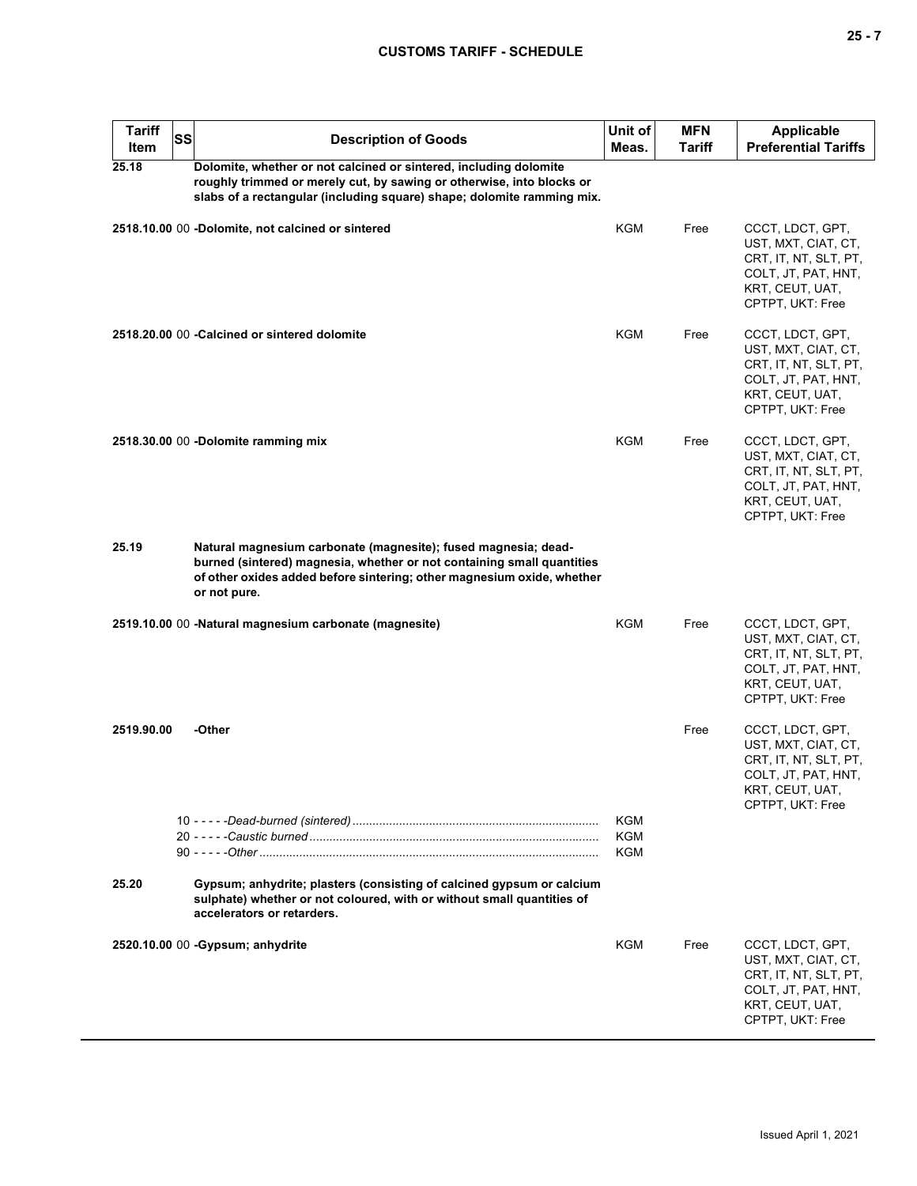| Tariff Item | SS | Description of Goods | Unit of Meas. | MFN Tariff | Applicable Preferential Tariffs |
|---|---|---|---|---|---|
| **25.18** | | **Dolomite, whether or not calcined or sintered, including dolomite roughly trimmed or merely cut, by sawing or otherwise, into blocks or slabs of a rectangular (including square) shape; dolomite ramming mix.** | | | |
| **2518.10.00** | 00 | **-Dolomite, not calcined or sintered** | KGM | Free | CCCT, LDCT, GPT, UST, MXT, CIAT, CT, CRT, IT, NT, SLT, PT, COLT, JT, PAT, HNT, KRT, CEUT, UAT, CPTPT, UKT: Free |
| **2518.20.00** | 00 | **-Calcined or sintered dolomite** | KGM | Free | CCCT, LDCT, GPT, UST, MXT, CIAT, CT, CRT, IT, NT, SLT, PT, COLT, JT, PAT, HNT, KRT, CEUT, UAT, CPTPT, UKT: Free |
| **2518.30.00** | 00 | **-Dolomite ramming mix** | KGM | Free | CCCT, LDCT, GPT, UST, MXT, CIAT, CT, CRT, IT, NT, SLT, PT, COLT, JT, PAT, HNT, KRT, CEUT, UAT, CPTPT, UKT: Free |
| **25.19** | | **Natural magnesium carbonate (magnesite); fused magnesia; dead-burned (sintered) magnesia, whether or not containing small quantities of other oxides added before sintering; other magnesium oxide, whether or not pure.** | | | |
| **2519.10.00** | 00 | **-Natural magnesium carbonate (magnesite)** | KGM | Free | CCCT, LDCT, GPT, UST, MXT, CIAT, CT, CRT, IT, NT, SLT, PT, COLT, JT, PAT, HNT, KRT, CEUT, UAT, CPTPT, UKT: Free |
| **2519.90.00** | | **-Other** | | Free | CCCT, LDCT, GPT, UST, MXT, CIAT, CT, CRT, IT, NT, SLT, PT, COLT, JT, PAT, HNT, KRT, CEUT, UAT, CPTPT, UKT: Free |
| | 10 | - - - - -*Dead-burned (sintered)* | KGM | | |
| | 20 | - - - - -*Caustic burned* | KGM | | |
| | 90 | - - - - -*Other* | KGM | | |
| **25.20** | | **Gypsum; anhydrite; plasters (consisting of calcined gypsum or calcium sulphate) whether or not coloured, with or without small quantities of accelerators or retarders.** | | | |
| **2520.10.00** | 00 | **-Gypsum; anhydrite** | KGM | Free | CCCT, LDCT, GPT, UST, MXT, CIAT, CT, CRT, IT, NT, SLT, PT, COLT, JT, PAT, HNT, KRT, CEUT, UAT, CPTPT, UKT: Free |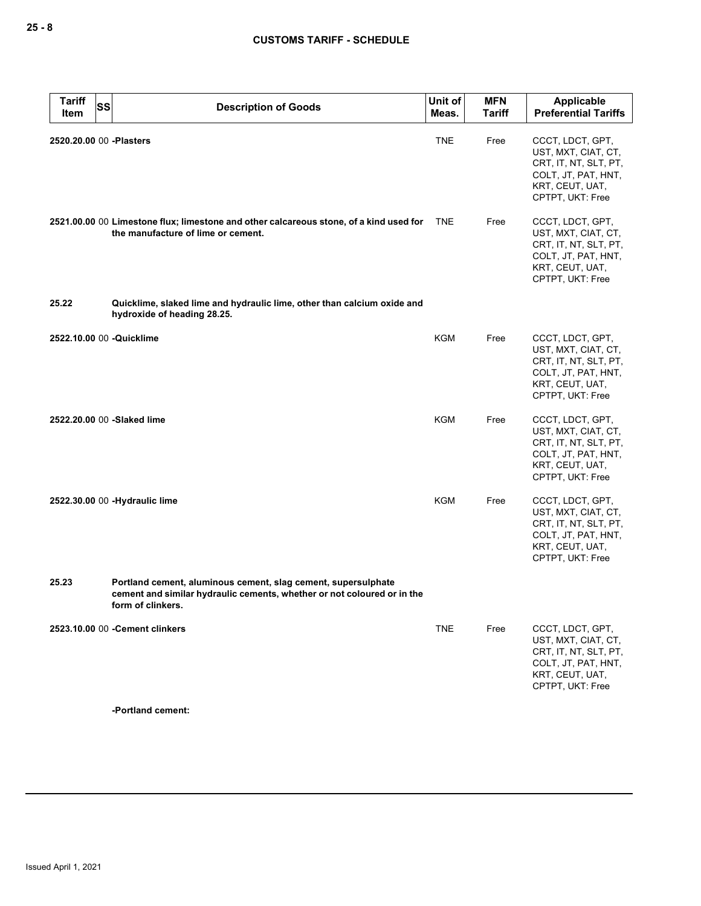| Tariff Item | SS | Description of Goods | Unit of Meas. | MFN Tariff | Applicable Preferential Tariffs |
|---|---|---|---|---|---|
| 2520.20.00 | 00 | **-Plasters** | TNE | Free | CCCT, LDCT, GPT, UST, MXT, CIAT, CT, CRT, IT, NT, SLT, PT, COLT, JT, PAT, HNT, KRT, CEUT, UAT, CPTPT, UKT: Free |
| 2521.00.00 | 00 | **Limestone flux; limestone and other calcareous stone, of a kind used for the manufacture of lime or cement.** | TNE | Free | CCCT, LDCT, GPT, UST, MXT, CIAT, CT, CRT, IT, NT, SLT, PT, COLT, JT, PAT, HNT, KRT, CEUT, UAT, CPTPT, UKT: Free |
| 25.22 | | **Quicklime, slaked lime and hydraulic lime, other than calcium oxide and hydroxide of heading 28.25.** | | | |
| 2522.10.00 | 00 | **-Quicklime** | KGM | Free | CCCT, LDCT, GPT, UST, MXT, CIAT, CT, CRT, IT, NT, SLT, PT, COLT, JT, PAT, HNT, KRT, CEUT, UAT, CPTPT, UKT: Free |
| 2522.20.00 | 00 | **-Slaked lime** | KGM | Free | CCCT, LDCT, GPT, UST, MXT, CIAT, CT, CRT, IT, NT, SLT, PT, COLT, JT, PAT, HNT, KRT, CEUT, UAT, CPTPT, UKT: Free |
| 2522.30.00 | 00 | **-Hydraulic lime** | KGM | Free | CCCT, LDCT, GPT, UST, MXT, CIAT, CT, CRT, IT, NT, SLT, PT, COLT, JT, PAT, HNT, KRT, CEUT, UAT, CPTPT, UKT: Free |
| 25.23 | | **Portland cement, aluminous cement, slag cement, supersulphate cement and similar hydraulic cements, whether or not coloured or in the form of clinkers.** | | | |
| 2523.10.00 | 00 | **-Cement clinkers** | TNE | Free | CCCT, LDCT, GPT, UST, MXT, CIAT, CT, CRT, IT, NT, SLT, PT, COLT, JT, PAT, HNT, KRT, CEUT, UAT, CPTPT, UKT: Free |
| | | **-Portland cement:** | | | |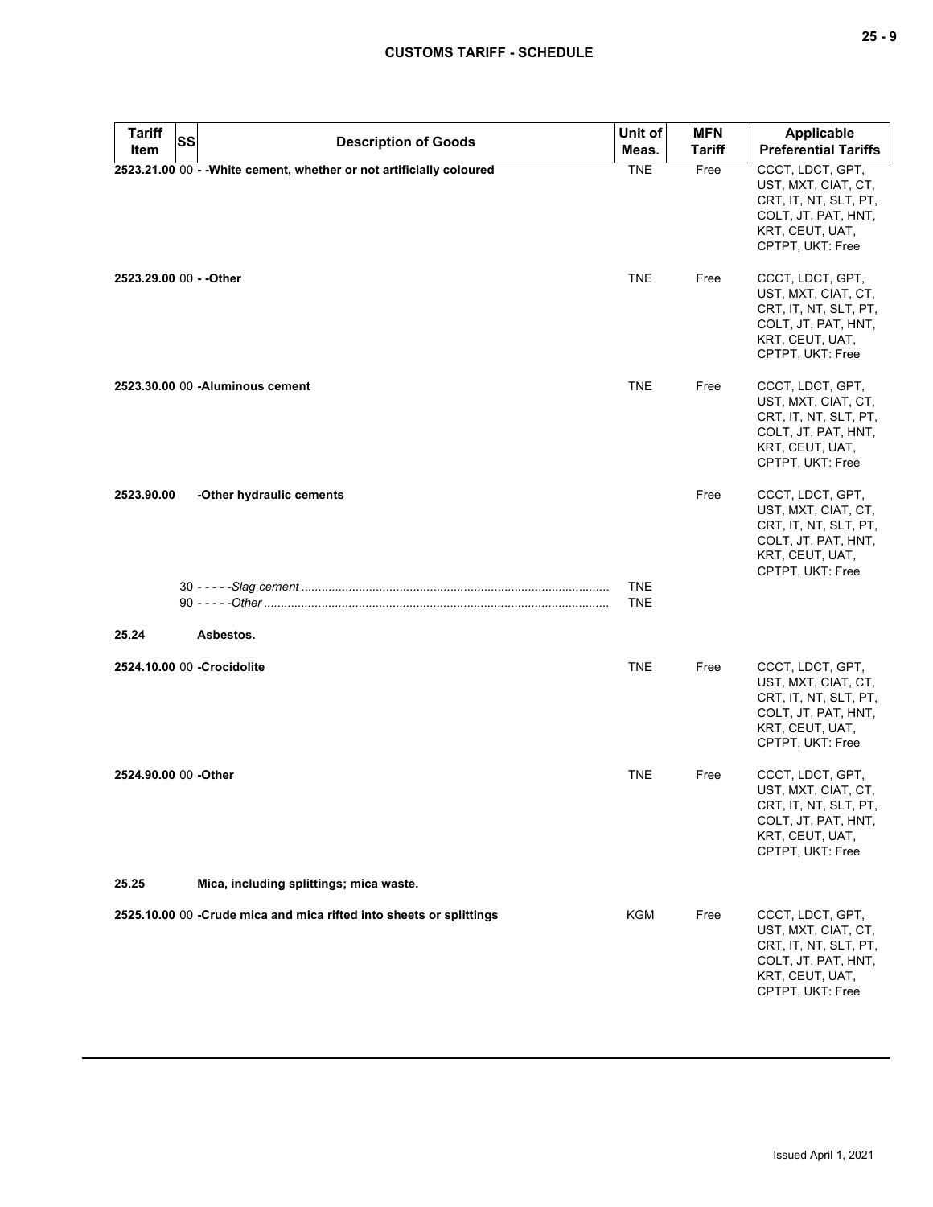| Tariff Item | SS | Description of Goods | Unit of Meas. | MFN Tariff | Applicable Preferential Tariffs |
|---|---|---|---|---|---|
| **2523.21.00** | 00 | **- -White cement, whether or not artificially coloured** | TNE | Free | CCCT, LDCT, GPT, UST, MXT, CIAT, CT, CRT, IT, NT, SLT, PT, COLT, JT, PAT, HNT, KRT, CEUT, UAT, CPTPT, UKT: Free |
| **2523.29.00** | 00 | **- -Other** | TNE | Free | CCCT, LDCT, GPT, UST, MXT, CIAT, CT, CRT, IT, NT, SLT, PT, COLT, JT, PAT, HNT, KRT, CEUT, UAT, CPTPT, UKT: Free |
| **2523.30.00** | 00 | **-Aluminous cement** | TNE | Free | CCCT, LDCT, GPT, UST, MXT, CIAT, CT, CRT, IT, NT, SLT, PT, COLT, JT, PAT, HNT, KRT, CEUT, UAT, CPTPT, UKT: Free |
| **2523.90.00** | | **-Other hydraulic cements** | | Free | CCCT, LDCT, GPT, UST, MXT, CIAT, CT, CRT, IT, NT, SLT, PT, COLT, JT, PAT, HNT, KRT, CEUT, UAT, CPTPT, UKT: Free |
| | 30 | - - - - -*Slag cement* | TNE | | |
| | 90 | - - - - -*Other* | TNE | | |
| **25.24** | | **Asbestos.** | | | |
| **2524.10.00** | 00 | **-Crocidolite** | TNE | Free | CCCT, LDCT, GPT, UST, MXT, CIAT, CT, CRT, IT, NT, SLT, PT, COLT, JT, PAT, HNT, KRT, CEUT, UAT, CPTPT, UKT: Free |
| **2524.90.00** | 00 | **-Other** | TNE | Free | CCCT, LDCT, GPT, UST, MXT, CIAT, CT, CRT, IT, NT, SLT, PT, COLT, JT, PAT, HNT, KRT, CEUT, UAT, CPTPT, UKT: Free |
| **25.25** | | **Mica, including splittings; mica waste.** | | | |
| **2525.10.00** | 00 | **-Crude mica and mica rifted into sheets or splittings** | KGM | Free | CCCT, LDCT, GPT, UST, MXT, CIAT, CT, CRT, IT, NT, SLT, PT, COLT, JT, PAT, HNT, KRT, CEUT, UAT, CPTPT, UKT: Free |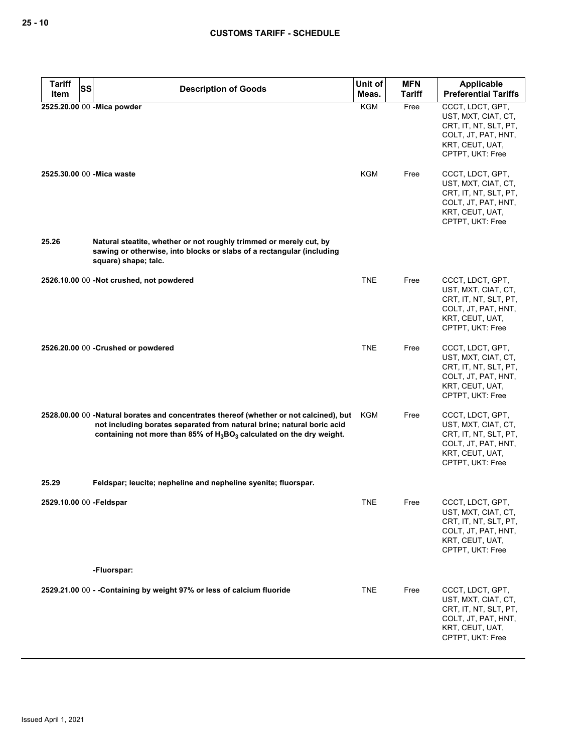| Tariff Item | SS | Description of Goods | Unit of Meas. | MFN Tariff | Applicable Preferential Tariffs |
|---|---|---|---|---|---|
| 2525.20.00 | 00 | -Mica powder | KGM | Free | CCCT, LDCT, GPT, UST, MXT, CIAT, CT, CRT, IT, NT, SLT, PT, COLT, JT, PAT, HNT, KRT, CEUT, UAT, CPTPT, UKT: Free |
| 2525.30.00 | 00 | -Mica waste | KGM | Free | CCCT, LDCT, GPT, UST, MXT, CIAT, CT, CRT, IT, NT, SLT, PT, COLT, JT, PAT, HNT, KRT, CEUT, UAT, CPTPT, UKT: Free |
| 25.26 | | **Natural steatite, whether or not roughly trimmed or merely cut, by sawing or otherwise, into blocks or slabs of a rectangular (including square) shape; talc.** | | | |
| 2526.10.00 | 00 | -Not crushed, not powdered | TNE | Free | CCCT, LDCT, GPT, UST, MXT, CIAT, CT, CRT, IT, NT, SLT, PT, COLT, JT, PAT, HNT, KRT, CEUT, UAT, CPTPT, UKT: Free |
| 2526.20.00 | 00 | -Crushed or powdered | TNE | Free | CCCT, LDCT, GPT, UST, MXT, CIAT, CT, CRT, IT, NT, SLT, PT, COLT, JT, PAT, HNT, KRT, CEUT, UAT, CPTPT, UKT: Free |
| 2528.00.00 | 00 | -Natural borates and concentrates thereof (whether or not calcined), but not including borates separated from natural brine; natural boric acid containing not more than 85% of $H_3BO_3$ calculated on the dry weight. | KGM | Free | CCCT, LDCT, GPT, UST, MXT, CIAT, CT, CRT, IT, NT, SLT, PT, COLT, JT, PAT, HNT, KRT, CEUT, UAT, CPTPT, UKT: Free |
| 25.29 | | **Feldspar; leucite; nepheline and nepheline syenite; fluorspar.** | | | |
| 2529.10.00 | 00 | -Feldspar | TNE | Free | CCCT, LDCT, GPT, UST, MXT, CIAT, CT, CRT, IT, NT, SLT, PT, COLT, JT, PAT, HNT, KRT, CEUT, UAT, CPTPT, UKT: Free |
| | | -Fluorspar: | | | |
| 2529.21.00 | 00 | - -Containing by weight 97% or less of calcium fluoride | TNE | Free | CCCT, LDCT, GPT, UST, MXT, CIAT, CT, CRT, IT, NT, SLT, PT, COLT, JT, PAT, HNT, KRT, CEUT, UAT, CPTPT, UKT: Free |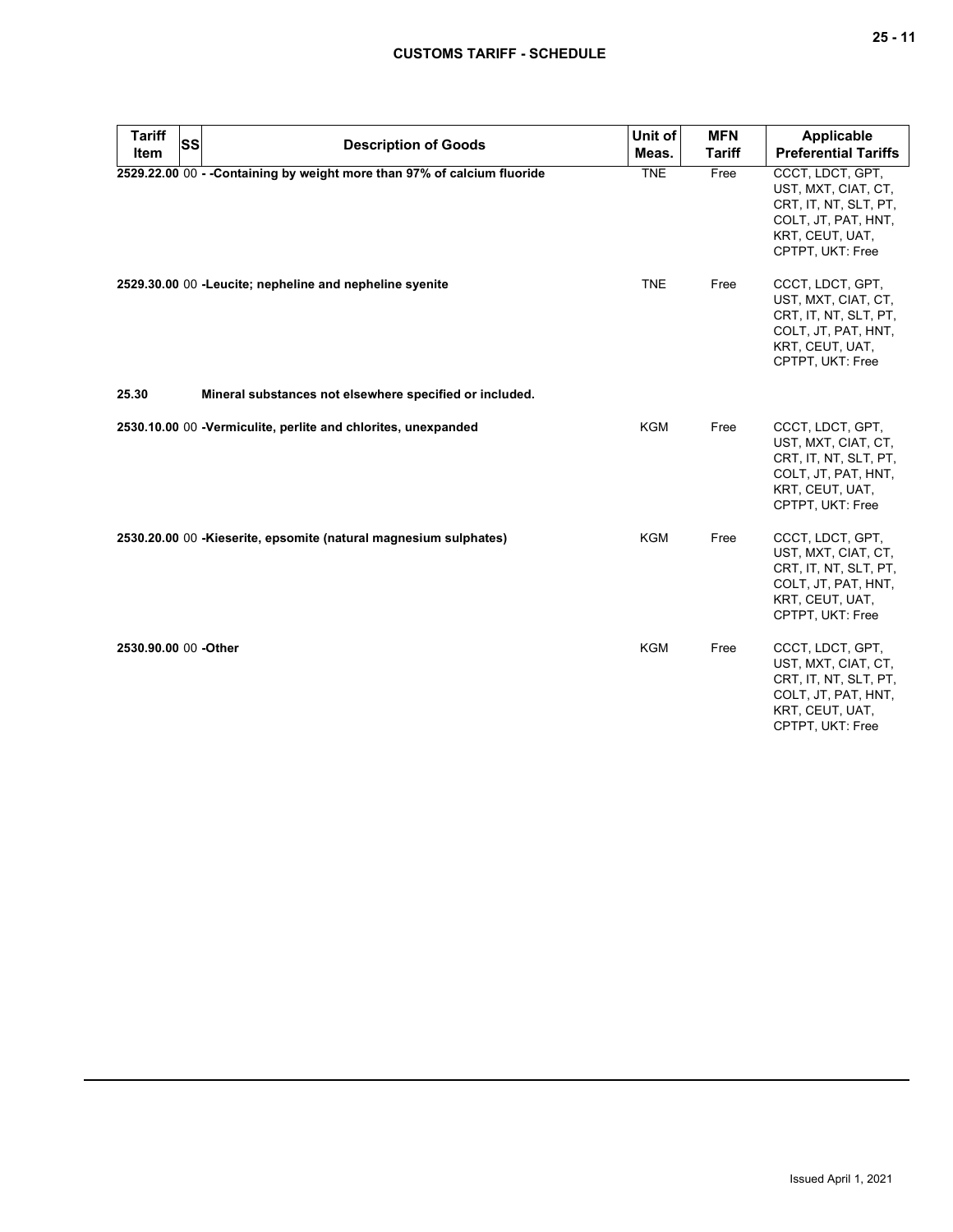| Tariff Item | SS | Description of Goods | Unit of Meas. | MFN Tariff | Applicable Preferential Tariffs |
|---|---|---|---|---|---|
| **2529.22.00** | 00 | **- -Containing by weight more than 97% of calcium fluoride** | TNE | Free | CCCT, LDCT, GPT, UST, MXT, CIAT, CT, CRT, IT, NT, SLT, PT, COLT, JT, PAT, HNT, KRT, CEUT, UAT, CPTPT, UKT: Free |
| **2529.30.00** | 00 | **-Leucite; nepheline and nepheline syenite** | TNE | Free | CCCT, LDCT, GPT, UST, MXT, CIAT, CT, CRT, IT, NT, SLT, PT, COLT, JT, PAT, HNT, KRT, CEUT, UAT, CPTPT, UKT: Free |
| **25.30** | | **Mineral substances not elsewhere specified or included.** | | | |
| **2530.10.00** | 00 | **-Vermiculite, perlite and chlorites, unexpanded** | KGM | Free | CCCT, LDCT, GPT, UST, MXT, CIAT, CT, CRT, IT, NT, SLT, PT, COLT, JT, PAT, HNT, KRT, CEUT, UAT, CPTPT, UKT: Free |
| **2530.20.00** | 00 | **-Kieserite, epsomite (natural magnesium sulphates)** | KGM | Free | CCCT, LDCT, GPT, UST, MXT, CIAT, CT, CRT, IT, NT, SLT, PT, COLT, JT, PAT, HNT, KRT, CEUT, UAT, CPTPT, UKT: Free |
| **2530.90.00** | 00 | **-Other** | KGM | Free | CCCT, LDCT, GPT, UST, MXT, CIAT, CT, CRT, IT, NT, SLT, PT, COLT, JT, PAT, HNT, KRT, CEUT, UAT, CPTPT, UKT: Free |